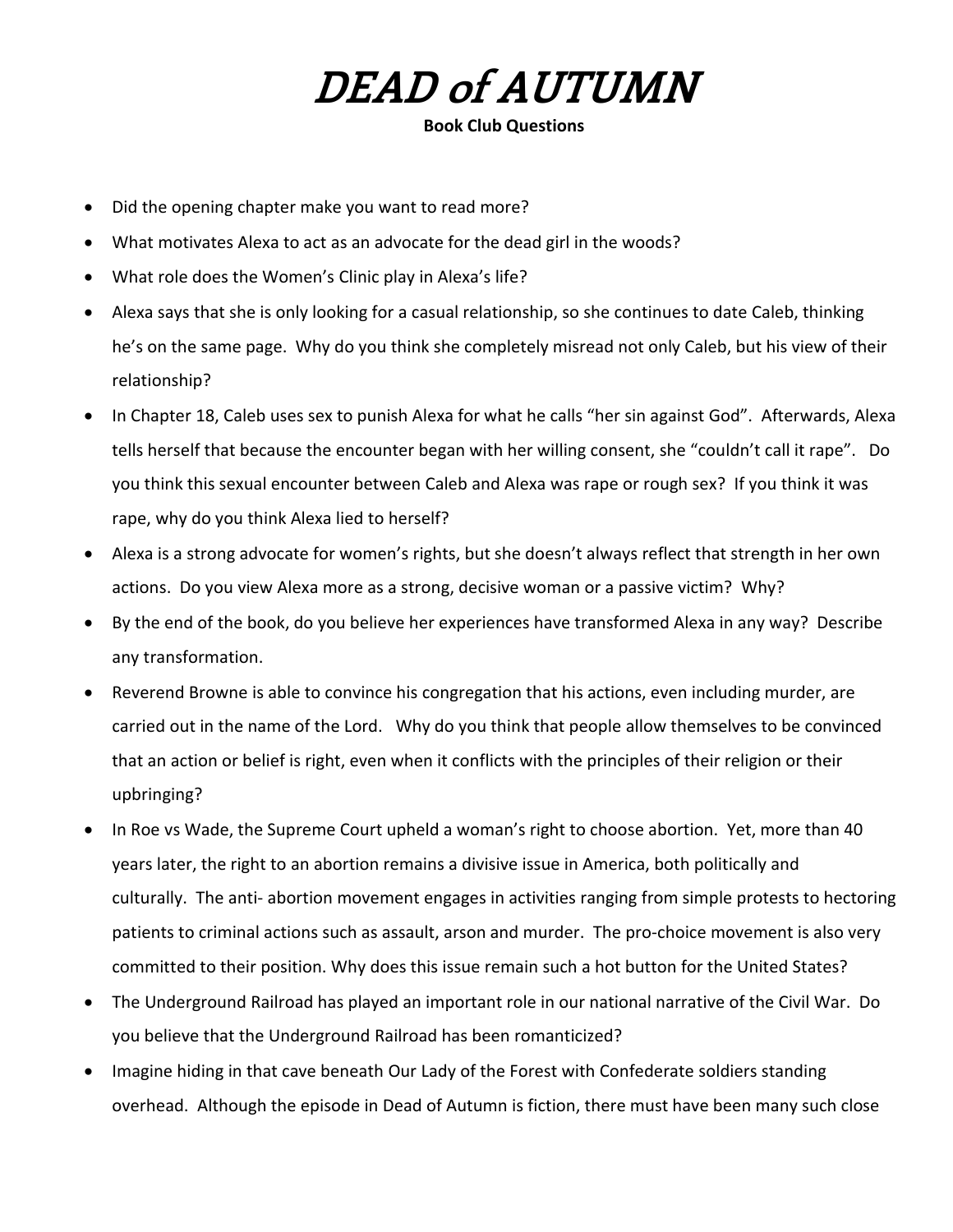# *DEAD of AUTUMN*

**Book Club Questions**

- Did the opening chapter make you want to read more?
- What motivates Alexa to act as an advocate for the dead girl in the woods?
- What role does the Women's Clinic play in Alexa's life?
- Alexa says that she is only looking for a casual relationship, so she continues to date Caleb, thinking he's on the same page. Why do you think she completely misread not only Caleb, but his view of their relationship?
- In Chapter 18, Caleb uses sex to punish Alexa for what he calls "her sin against God". Afterwards, Alexa tells herself that because the encounter began with her willing consent, she "couldn't call it rape". Do you think this sexual encounter between Caleb and Alexa was rape or rough sex? If you think it was rape, why do you think Alexa lied to herself?
- Alexa is a strong advocate for women's rights, but she doesn't always reflect that strength in her own actions. Do you view Alexa more as a strong, decisive woman or a passive victim? Why?
- By the end of the book, do you believe her experiences have transformed Alexa in any way? Describe any transformation.
- Reverend Browne is able to convince his congregation that his actions, even including murder, are carried out in the name of the Lord. Why do you think that people allow themselves to be convinced that an action or belief is right, even when it conflicts with the principles of their religion or their upbringing?
- In Roe vs Wade, the Supreme Court upheld a woman's right to choose abortion. Yet, more than 40 years later, the right to an abortion remains a divisive issue in America, both politically and culturally. The anti- abortion movement engages in activities ranging from simple protests to hectoring patients to criminal actions such as assault, arson and murder. The pro-choice movement is also very committed to their position. Why does this issue remain such a hot button for the United States?
- The Underground Railroad has played an important role in our national narrative of the Civil War. Do you believe that the Underground Railroad has been romanticized?
- Imagine hiding in that cave beneath Our Lady of the Forest with Confederate soldiers standing overhead. Although the episode in Dead of Autumn is fiction, there must have been many such close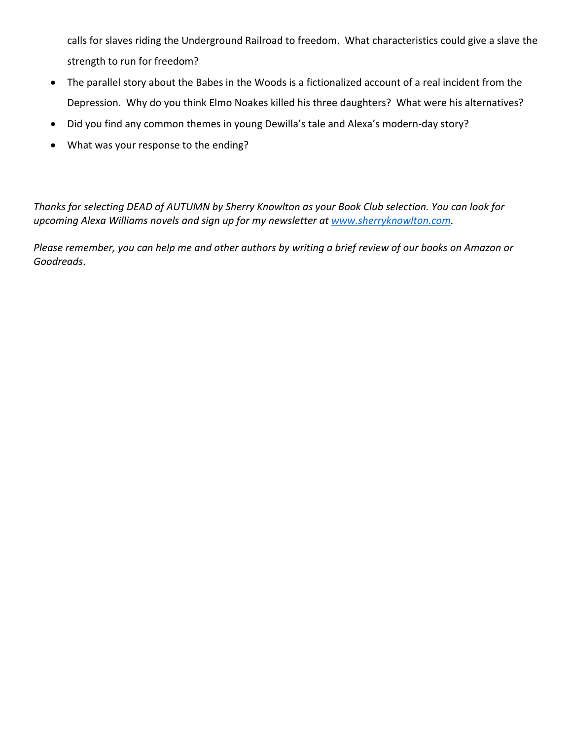calls for slaves riding the Underground Railroad to freedom. What characteristics could give a slave the strength to run for freedom?

- The parallel story about the Babes in the Woods is a fictionalized account of a real incident from the Depression. Why do you think Elmo Noakes killed his three daughters? What were his alternatives?
- Did you find any common themes in young Dewilla's tale and Alexa's modern-day story?
- What was your response to the ending?

*Thanks for selecting DEAD of AUTUMN by Sherry Knowlton as your Book Club selection. You can look for upcoming Alexa Williams novels and sign up for my newsletter at [www.sherryknowlton.com](www.sherryknowlton.com).*

*Please remember, you can help me and other authors by writing a brief review of our books on Amazon or Goodreads*.